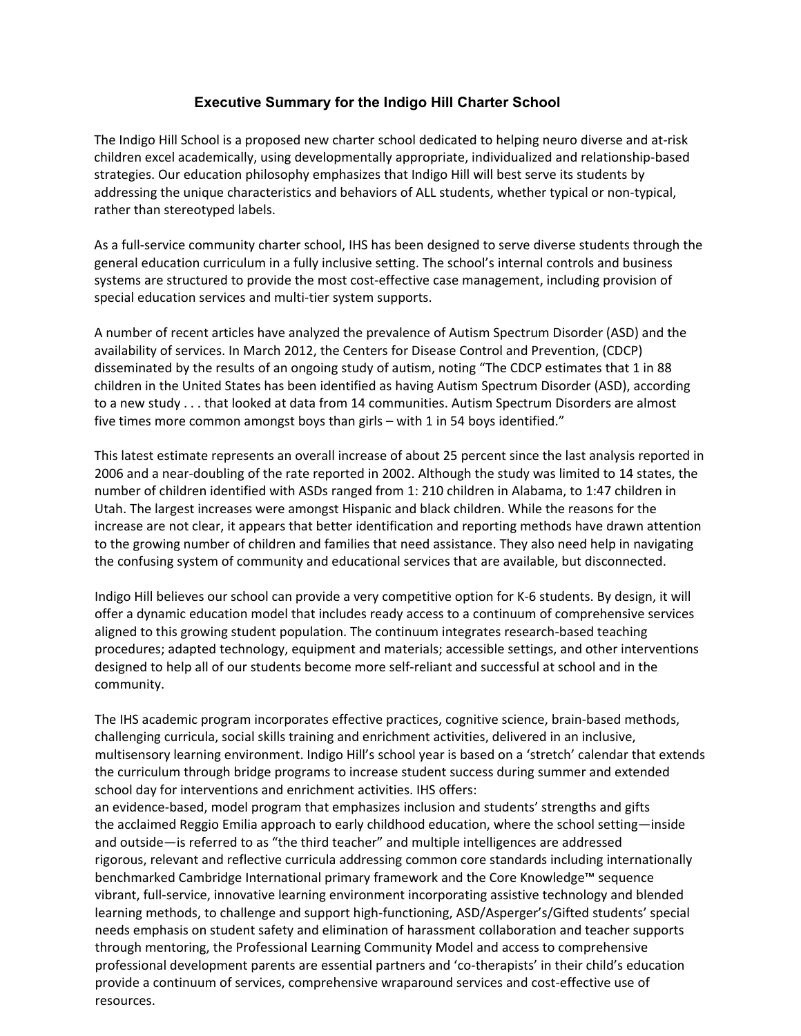# Executive Summary for the Indigo Hill Charter School

The Indigo Hill School is a proposed new charter school dedicated to helping neuro diverse and at-risk children excel academically, using developmentally appropriate, individualized and relationship-based strategies. Our education philosophy emphasizes that Indigo Hill will best serve its students by addressing the unique characteristics and behaviors of ALL students, whether typical or non-typical, rather than stereotyped labels.

As a full-service community charter school, IHS has been designed to serve diverse students through the general education curriculum in a fully inclusive setting. The school's internal controls and business systems are structured to provide the most cost-effective case management, including provision of special education services and multi-tier system supports.

A number of recent articles have analyzed the prevalence of Autism Spectrum Disorder (ASD) and the availability of services. In March 2012, the Centers for Disease Control and Prevention, (CDCP) disseminated by the results of an ongoing study of autism, noting "The CDCP estimates that 1 in 88 children in the United States has been identified as having Autism Spectrum Disorder (ASD), according to a new study . . . that looked at data from 14 communities. Autism Spectrum Disorders are almost five times more common amongst boys than girls – with 1 in 54 boys identified."

This latest estimate represents an overall increase of about 25 percent since the last analysis reported in 2006 and a near-doubling of the rate reported in 2002. Although the study was limited to 14 states, the number of children identified with ASDs ranged from 1: 210 children in Alabama, to 1:47 children in Utah. The largest increases were amongst Hispanic and black children. While the reasons for the increase are not clear, it appears that better identification and reporting methods have drawn attention to the growing number of children and families that need assistance. They also need help in navigating the confusing system of community and educational services that are available, but disconnected.

Indigo Hill believes our school can provide a very competitive option for K-6 students. By design, it will offer a dynamic education model that includes ready access to a continuum of comprehensive services aligned to this growing student population. The continuum integrates research-based teaching procedures; adapted technology, equipment and materials; accessible settings, and other interventions designed to help all of our students become more self-reliant and successful at school and in the community.

The IHS academic program incorporates effective practices, cognitive science, brain-based methods, challenging curricula, social skills training and enrichment activities, delivered in an inclusive, multisensory learning environment. Indigo Hill's school year is based on a 'stretch' calendar that extends the curriculum through bridge programs to increase student success during summer and extended school day for interventions and enrichment activities. IHS offers:

- an evidence-based, model program that emphasizes inclusion and students' strengths and gifts
- the acclaimed Reggio Emilia approach to early childhood education, where the school setting—inside and outside—is referred to as "the third teacher" and multiple intelligences are addressed
- rigorous, relevant and reflective curricula addressing common core standards including internationally benchmarked Cambridge International primary framework and the Core Knowledge™ sequence
- vibrant, full-service, innovative learning environment incorporating assistive technology and blended learning methods, to challenge and support high-functioning, ASD/Asperger's/Gifted students' special needs
- emphasis on student safety and elimination of harassment
- collaboration and teacher supports through mentoring, the Professional Learning Community Model and access to comprehensive professional development
- parents are essential partners and 'co-therapists' in their child's education
- provide a continuum of services, comprehensive wraparound services and cost-effective use of resources.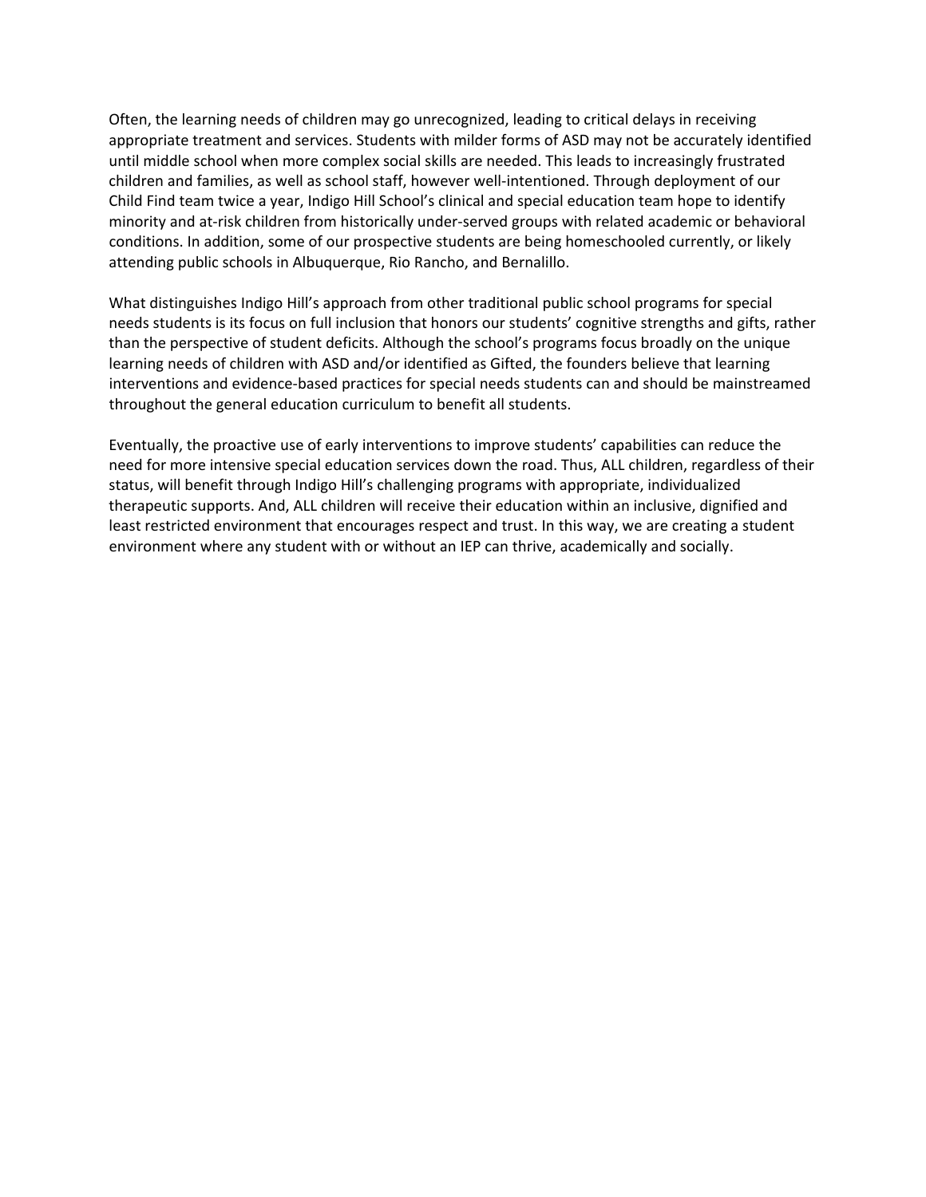Often, the learning needs of children may go unrecognized, leading to critical delays in receiving appropriate treatment and services. Students with milder forms of ASD may not be accurately identified until middle school when more complex social skills are needed. This leads to increasingly frustrated children and families, as well as school staff, however well-intentioned. Through deployment of our Child Find team twice a year, Indigo Hill School's clinical and special education team hope to identify minority and at-risk children from historically under-served groups with related academic or behavioral conditions. In addition, some of our prospective students are being homeschooled currently, or likely attending public schools in Albuquerque, Rio Rancho, and Bernalillo.

What distinguishes Indigo Hill's approach from other traditional public school programs for special needs students is its focus on full inclusion that honors our students' cognitive strengths and gifts, rather than the perspective of student deficits. Although the school's programs focus broadly on the unique learning needs of children with ASD and/or identified as Gifted, the founders believe that learning interventions and evidence-based practices for special needs students can and should be mainstreamed throughout the general education curriculum to benefit all students.

Eventually, the proactive use of early interventions to improve students' capabilities can reduce the need for more intensive special education services down the road. Thus, ALL children, regardless of their status, will benefit through Indigo Hill's challenging programs with appropriate, individualized therapeutic supports. And, ALL children will receive their education within an inclusive, dignified and least restricted environment that encourages respect and trust. In this way, we are creating a student environment where any student with or without an IEP can thrive, academically and socially.